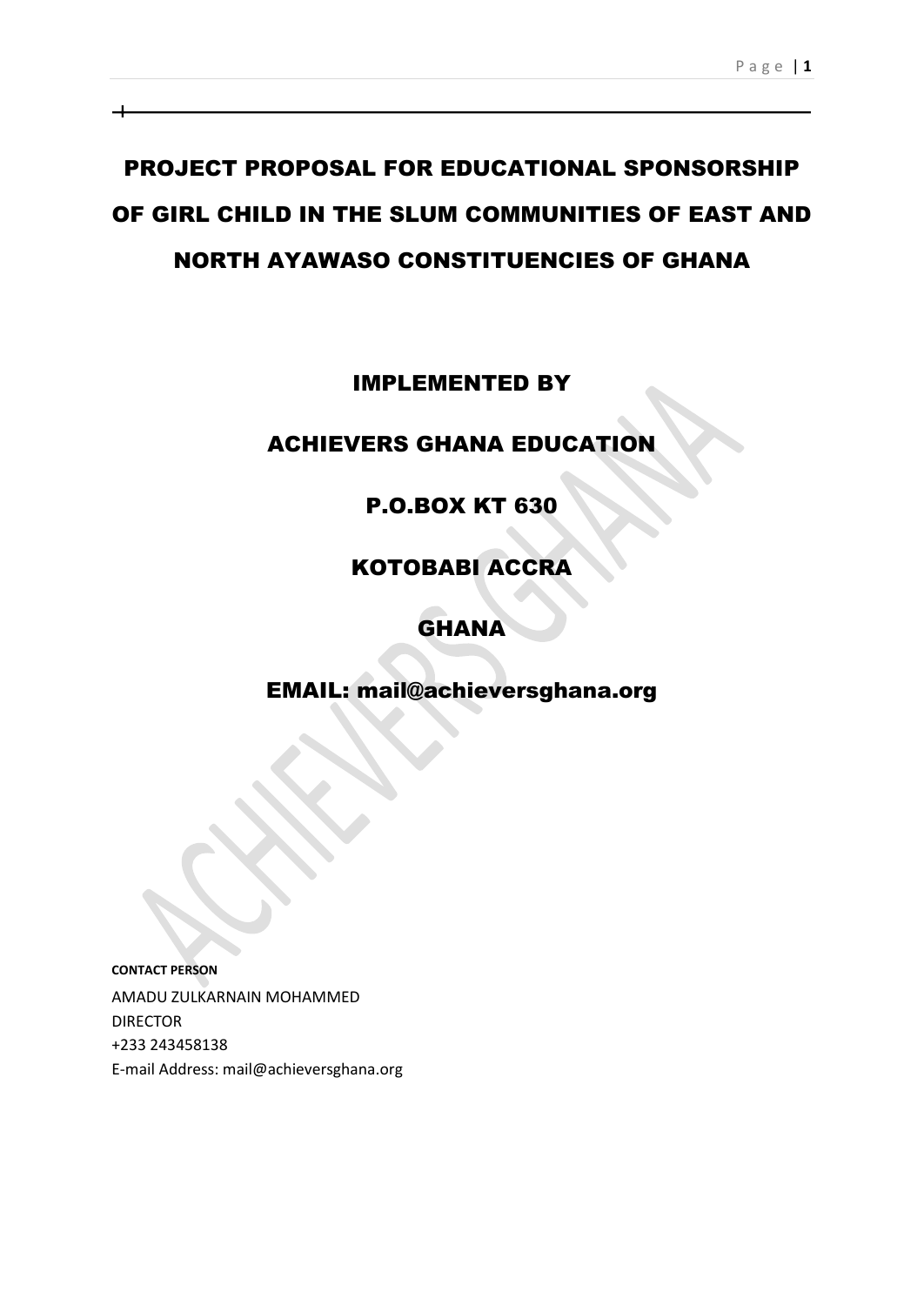# PROJECT PROPOSAL FOR EDUCATIONAL SPONSORSHIP OF GIRL CHILD IN THE SLUM COMMUNITIES OF EAST AND NORTH AYAWASO CONSTITUENCIES OF GHANA

## IMPLEMENTED BY

## ACHIEVERS GHANA EDUCATION

## P.O.BOX KT 630

## KOTOBABI ACCRA

## GHANA

## EMAIL: mail@achieversghana.org

**CONTACT PERSON**

AMADU ZULKARNAIN MOHAMMED
DIRECTOR
+233 243458138
E-mail Address: mail@achieversghana.org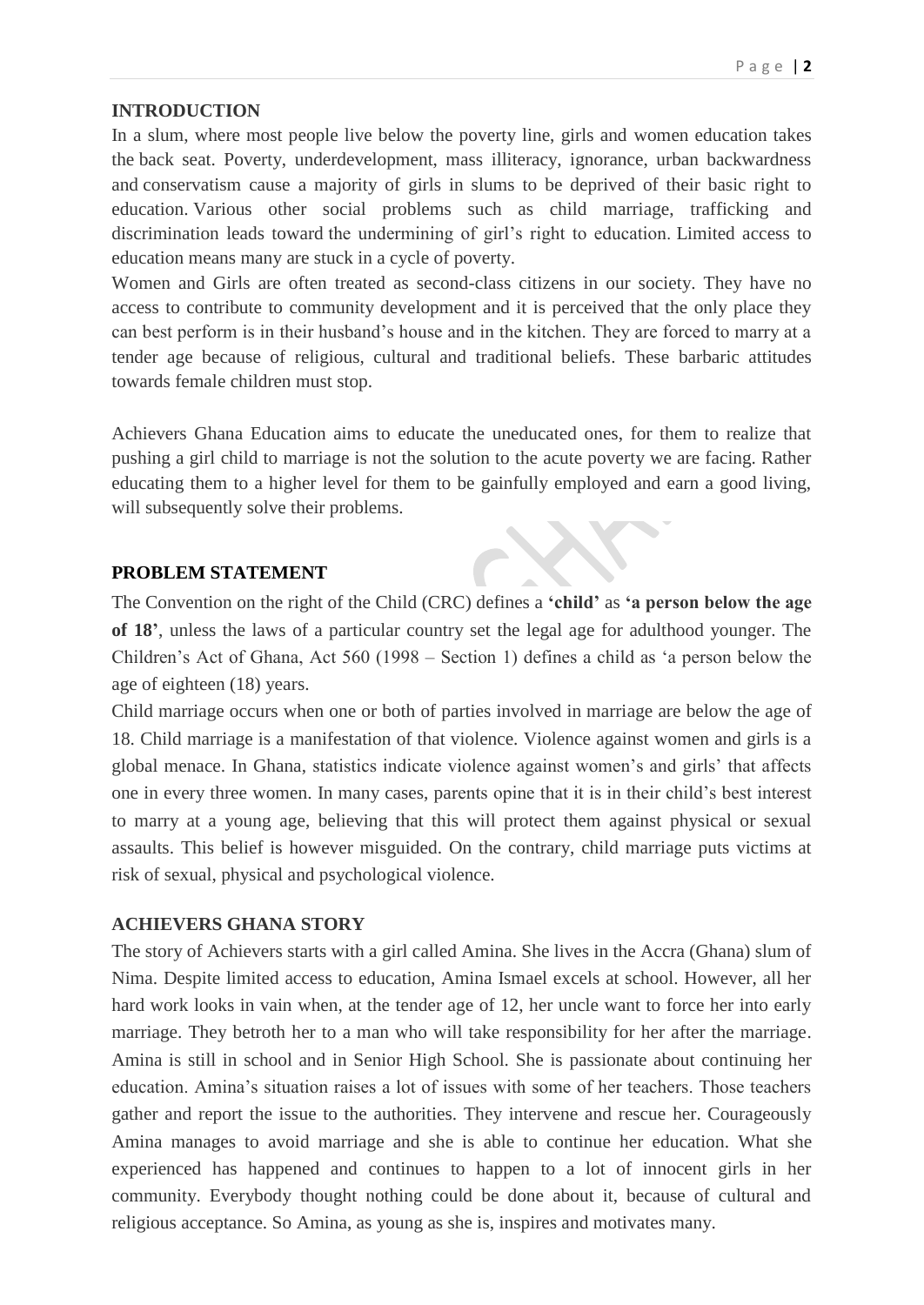## INTRODUCTION

In a slum, where most people live below the poverty line, girls and women education takes the back seat. Poverty, underdevelopment, mass illiteracy, ignorance, urban backwardness and conservatism cause a majority of girls in slums to be deprived of their basic right to education. Various other social problems such as child marriage, trafficking and discrimination leads toward the undermining of girl's right to education. Limited access to education means many are stuck in a cycle of poverty.

Women and Girls are often treated as second-class citizens in our society. They have no access to contribute to community development and it is perceived that the only place they can best perform is in their husband's house and in the kitchen. They are forced to marry at a tender age because of religious, cultural and traditional beliefs. These barbaric attitudes towards female children must stop.

Achievers Ghana Education aims to educate the uneducated ones, for them to realize that pushing a girl child to marriage is not the solution to the acute poverty we are facing. Rather educating them to a higher level for them to be gainfully employed and earn a good living, will subsequently solve their problems.

## PROBLEM STATEMENT

The Convention on the right of the Child (CRC) defines a **'child'** as **'a person below the age of 18'**, unless the laws of a particular country set the legal age for adulthood younger. The Children's Act of Ghana, Act 560 (1998 – Section 1) defines a child as 'a person below the age of eighteen (18) years.

Child marriage occurs when one or both of parties involved in marriage are below the age of 18. Child marriage is a manifestation of that violence. Violence against women and girls is a global menace. In Ghana, statistics indicate violence against women's and girls' that affects one in every three women. In many cases, parents opine that it is in their child's best interest to marry at a young age, believing that this will protect them against physical or sexual assaults. This belief is however misguided. On the contrary, child marriage puts victims at risk of sexual, physical and psychological violence.

## ACHIEVERS GHANA STORY

The story of Achievers starts with a girl called Amina. She lives in the Accra (Ghana) slum of Nima. Despite limited access to education, Amina Ismael excels at school. However, all her hard work looks in vain when, at the tender age of 12, her uncle want to force her into early marriage. They betroth her to a man who will take responsibility for her after the marriage. Amina is still in school and in Senior High School. She is passionate about continuing her education. Amina's situation raises a lot of issues with some of her teachers. Those teachers gather and report the issue to the authorities. They intervene and rescue her. Courageously Amina manages to avoid marriage and she is able to continue her education. What she experienced has happened and continues to happen to a lot of innocent girls in her community. Everybody thought nothing could be done about it, because of cultural and religious acceptance. So Amina, as young as she is, inspires and motivates many.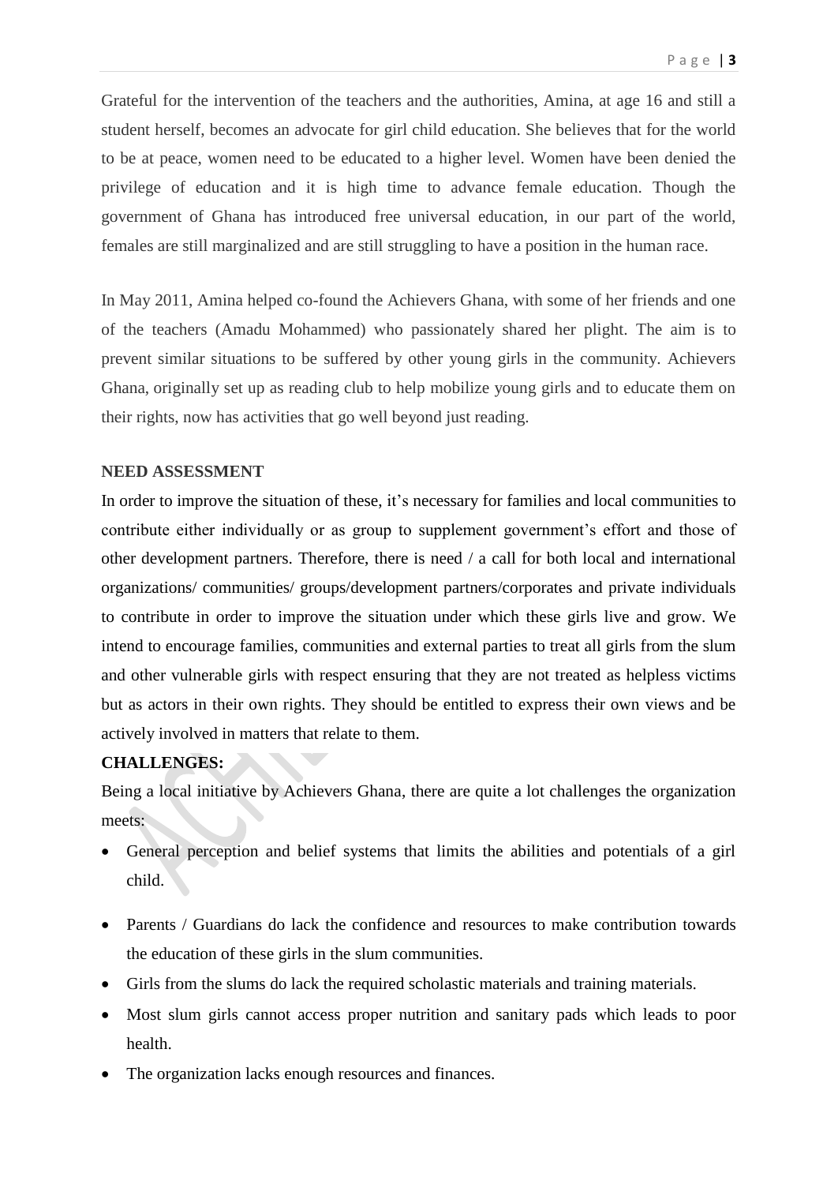Grateful for the intervention of the teachers and the authorities, Amina, at age 16 and still a student herself, becomes an advocate for girl child education. She believes that for the world to be at peace, women need to be educated to a higher level. Women have been denied the privilege of education and it is high time to advance female education. Though the government of Ghana has introduced free universal education, in our part of the world, females are still marginalized and are still struggling to have a position in the human race.

In May 2011, Amina helped co-found the Achievers Ghana, with some of her friends and one of the teachers (Amadu Mohammed) who passionately shared her plight. The aim is to prevent similar situations to be suffered by other young girls in the community. Achievers Ghana, originally set up as reading club to help mobilize young girls and to educate them on their rights, now has activities that go well beyond just reading.

**NEED ASSESSMENT**

In order to improve the situation of these, it's necessary for families and local communities to contribute either individually or as group to supplement government's effort and those of other development partners. Therefore, there is need / a call for both local and international organizations/ communities/ groups/development partners/corporates and private individuals to contribute in order to improve the situation under which these girls live and grow. We intend to encourage families, communities and external parties to treat all girls from the slum and other vulnerable girls with respect ensuring that they are not treated as helpless victims but as actors in their own rights. They should be entitled to express their own views and be actively involved in matters that relate to them.

**CHALLENGES:**

Being a local initiative by Achievers Ghana, there are quite a lot challenges the organization meets:

- General perception and belief systems that limits the abilities and potentials of a girl child.
- Parents / Guardians do lack the confidence and resources to make contribution towards the education of these girls in the slum communities.
- Girls from the slums do lack the required scholastic materials and training materials.
- Most slum girls cannot access proper nutrition and sanitary pads which leads to poor health.
- The organization lacks enough resources and finances.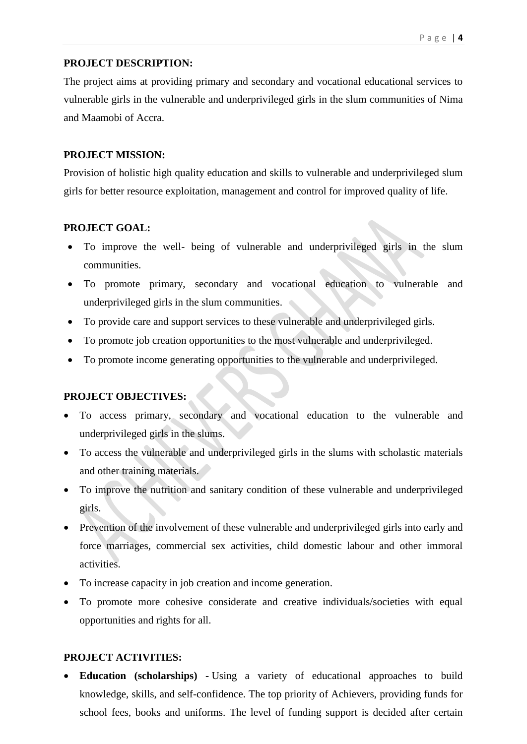**PROJECT DESCRIPTION:**

The project aims at providing primary and secondary and vocational educational services to vulnerable girls in the vulnerable and underprivileged girls in the slum communities of Nima and Maamobi of Accra.

**PROJECT MISSION:**

Provision of holistic high quality education and skills to vulnerable and underprivileged slum girls for better resource exploitation, management and control for improved quality of life.

**PROJECT GOAL:**

- To improve the well- being of vulnerable and underprivileged girls in the slum communities.
- To promote primary, secondary and vocational education to vulnerable and underprivileged girls in the slum communities.
- To provide care and support services to these vulnerable and underprivileged girls.
- To promote job creation opportunities to the most vulnerable and underprivileged.
- To promote income generating opportunities to the vulnerable and underprivileged.

**PROJECT OBJECTIVES:**

- To access primary, secondary and vocational education to the vulnerable and underprivileged girls in the slums.
- To access the vulnerable and underprivileged girls in the slums with scholastic materials and other training materials.
- To improve the nutrition and sanitary condition of these vulnerable and underprivileged girls.
- Prevention of the involvement of these vulnerable and underprivileged girls into early and force marriages, commercial sex activities, child domestic labour and other immoral activities.
- To increase capacity in job creation and income generation.
- To promote more cohesive considerate and creative individuals/societies with equal opportunities and rights for all.

**PROJECT ACTIVITIES:**

- **Education (scholarships)** - Using a variety of educational approaches to build knowledge, skills, and self-confidence. The top priority of Achievers, providing funds for school fees, books and uniforms. The level of funding support is decided after certain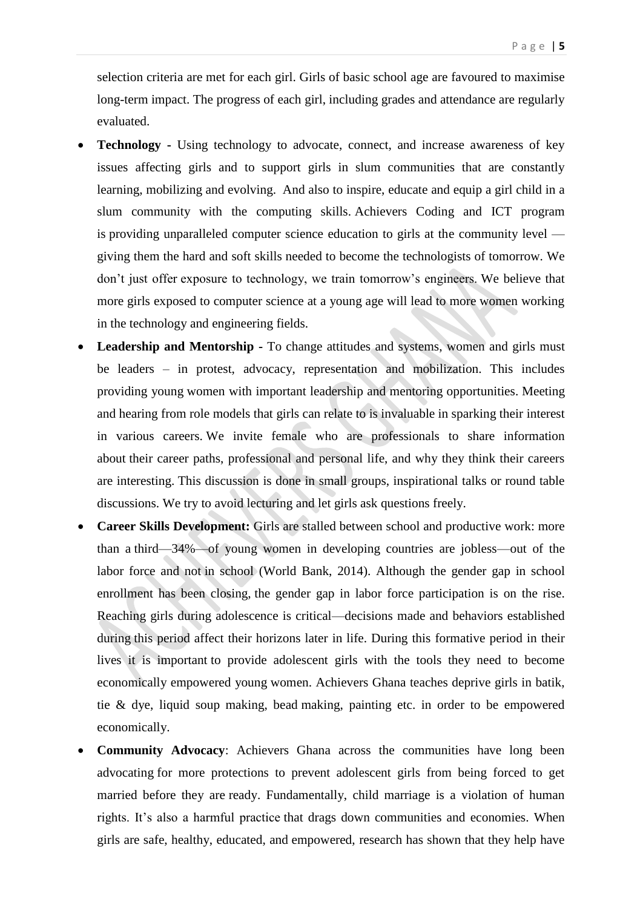selection criteria are met for each girl. Girls of basic school age are favoured to maximise long-term impact. The progress of each girl, including grades and attendance are regularly evaluated.

- **Technology -** Using technology to advocate, connect, and increase awareness of key issues affecting girls and to support girls in slum communities that are constantly learning, mobilizing and evolving. And also to inspire, educate and equip a girl child in a slum community with the computing skills. Achievers Coding and ICT program is providing unparalleled computer science education to girls at the community level — giving them the hard and soft skills needed to become the technologists of tomorrow. We don't just offer exposure to technology, we train tomorrow's engineers. We believe that more girls exposed to computer science at a young age will lead to more women working in the technology and engineering fields.
- **Leadership and Mentorship -** To change attitudes and systems, women and girls must be leaders – in protest, advocacy, representation and mobilization. This includes providing young women with important leadership and mentoring opportunities. Meeting and hearing from role models that girls can relate to is invaluable in sparking their interest in various careers. We invite female who are professionals to share information about their career paths, professional and personal life, and why they think their careers are interesting. This discussion is done in small groups, inspirational talks or round table discussions. We try to avoid lecturing and let girls ask questions freely.
- **Career Skills Development:** Girls are stalled between school and productive work: more than a third—34%—of young women in developing countries are jobless—out of the labor force and not in school (World Bank, 2014). Although the gender gap in school enrollment has been closing, the gender gap in labor force participation is on the rise. Reaching girls during adolescence is critical—decisions made and behaviors established during this period affect their horizons later in life. During this formative period in their lives it is important to provide adolescent girls with the tools they need to become economically empowered young women. Achievers Ghana teaches deprive girls in batik, tie & dye, liquid soup making, bead making, painting etc. in order to be empowered economically.
- **Community Advocacy**: Achievers Ghana across the communities have long been advocating for more protections to prevent adolescent girls from being forced to get married before they are ready. Fundamentally, child marriage is a violation of human rights. It's also a harmful practice that drags down communities and economies. When girls are safe, healthy, educated, and empowered, research has shown that they help have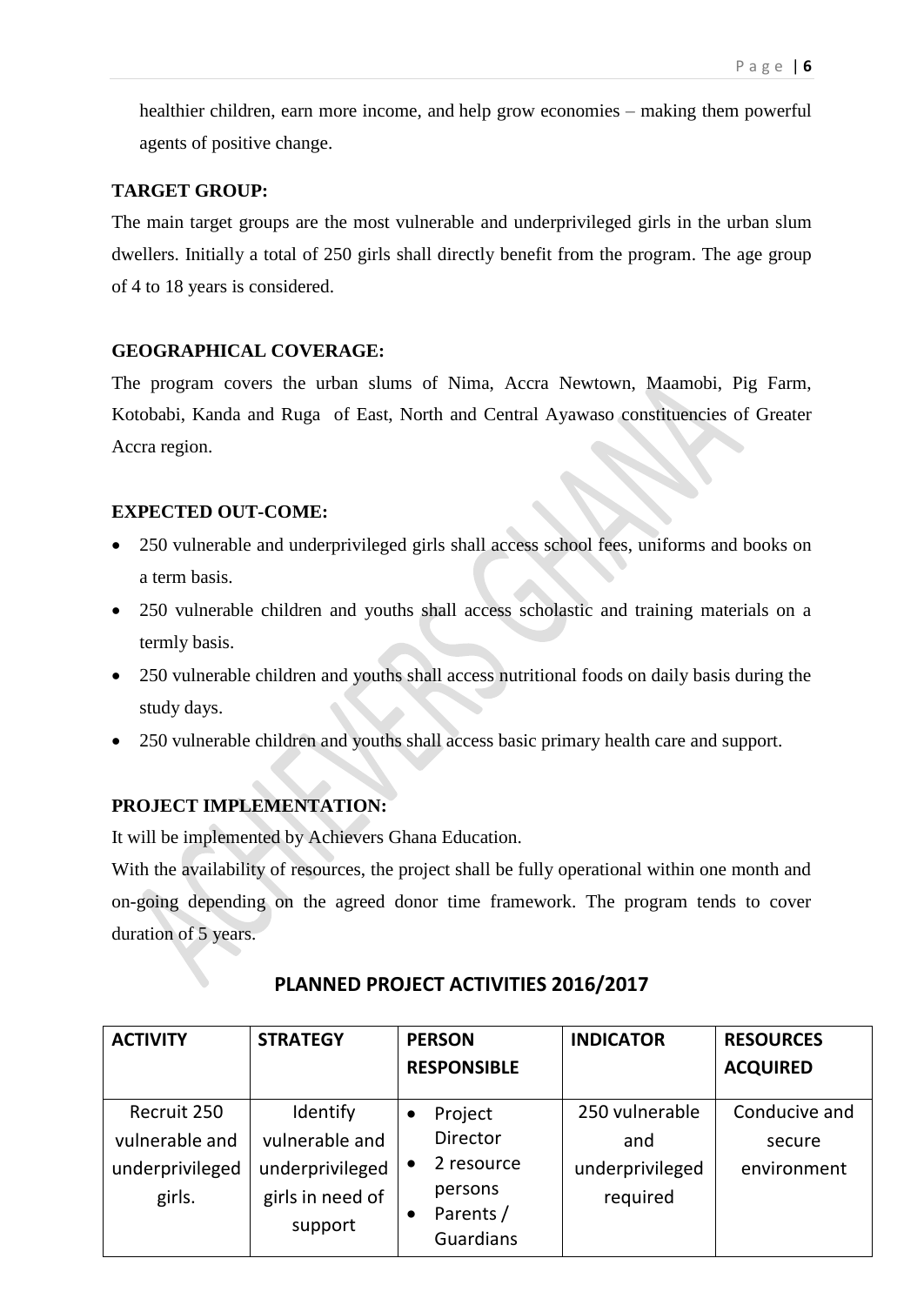healthier children, earn more income, and help grow economies – making them powerful agents of positive change.

**TARGET GROUP:**

The main target groups are the most vulnerable and underprivileged girls in the urban slum dwellers. Initially a total of 250 girls shall directly benefit from the program. The age group of 4 to 18 years is considered.

**GEOGRAPHICAL COVERAGE:**

The program covers the urban slums of Nima, Accra Newtown, Maamobi, Pig Farm, Kotobabi, Kanda and Ruga of East, North and Central Ayawaso constituencies of Greater Accra region.

**EXPECTED OUT-COME:**

- 250 vulnerable and underprivileged girls shall access school fees, uniforms and books on a term basis.
- 250 vulnerable children and youths shall access scholastic and training materials on a termly basis.
- 250 vulnerable children and youths shall access nutritional foods on daily basis during the study days.
- 250 vulnerable children and youths shall access basic primary health care and support.

**PROJECT IMPLEMENTATION:**

It will be implemented by Achievers Ghana Education.

With the availability of resources, the project shall be fully operational within one month and on-going depending on the agreed donor time framework. The program tends to cover duration of 5 years.

## PLANNED PROJECT ACTIVITIES 2016/2017

| ACTIVITY | STRATEGY | PERSON RESPONSIBLE | INDICATOR | RESOURCES ACQUIRED |
|---|---|---|---|---|
| Recruit 250 vulnerable and underprivileged girls. | Identify vulnerable and underprivileged girls in need of support | • Project Director<br>• 2 resource persons<br>• Parents / Guardians | 250 vulnerable and underprivileged required | Conducive and secure environment |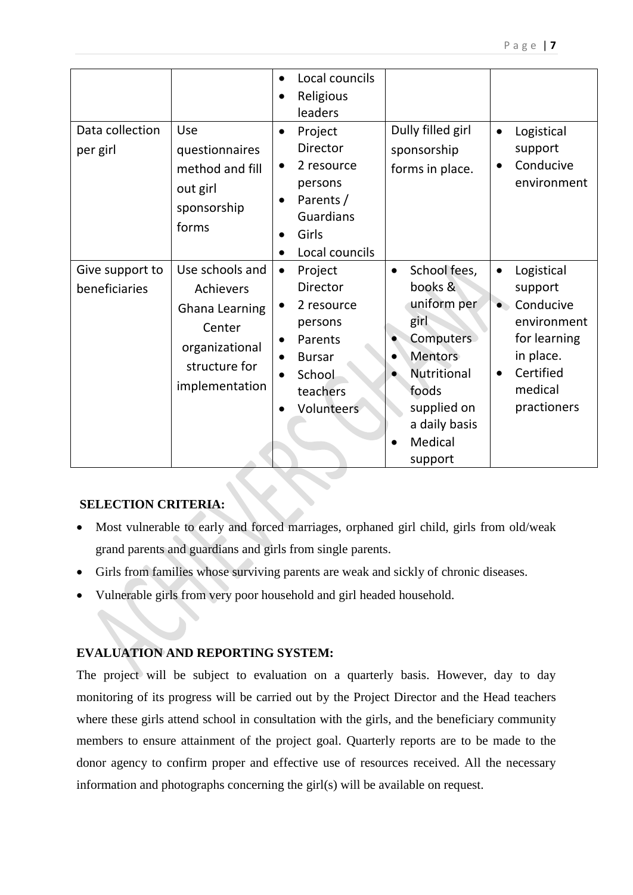| | | • Local councils<br>• Religious leaders | | |
|---|---|---|---|---|
| Data collection per girl | Use questionnaires method and fill out girl sponsorship forms | • Project Director<br>• 2 resource persons<br>• Parents / Guardians<br>• Girls<br>• Local councils | Dully filled girl sponsorship forms in place. | • Logistical support<br>• Conducive environment |
| Give support to beneficiaries | Use schools and Achievers Ghana Learning Center organizational structure for implementation | • Project Director<br>• 2 resource persons<br>• Parents<br>• Bursar<br>• School teachers<br>• Volunteers | • School fees, books & uniform per girl<br>• Computers<br>• Mentors<br>• Nutritional foods supplied on a daily basis<br>• Medical support | • Logistical support<br>• Conducive environment for learning in place.<br>• Certified medical practioners |

**SELECTION CRITERIA:**

- Most vulnerable to early and forced marriages, orphaned girl child, girls from old/weak grand parents and guardians and girls from single parents.
- Girls from families whose surviving parents are weak and sickly of chronic diseases.
- Vulnerable girls from very poor household and girl headed household.

**EVALUATION AND REPORTING SYSTEM:**

The project will be subject to evaluation on a quarterly basis. However, day to day monitoring of its progress will be carried out by the Project Director and the Head teachers where these girls attend school in consultation with the girls, and the beneficiary community members to ensure attainment of the project goal. Quarterly reports are to be made to the donor agency to confirm proper and effective use of resources received. All the necessary information and photographs concerning the girl(s) will be available on request.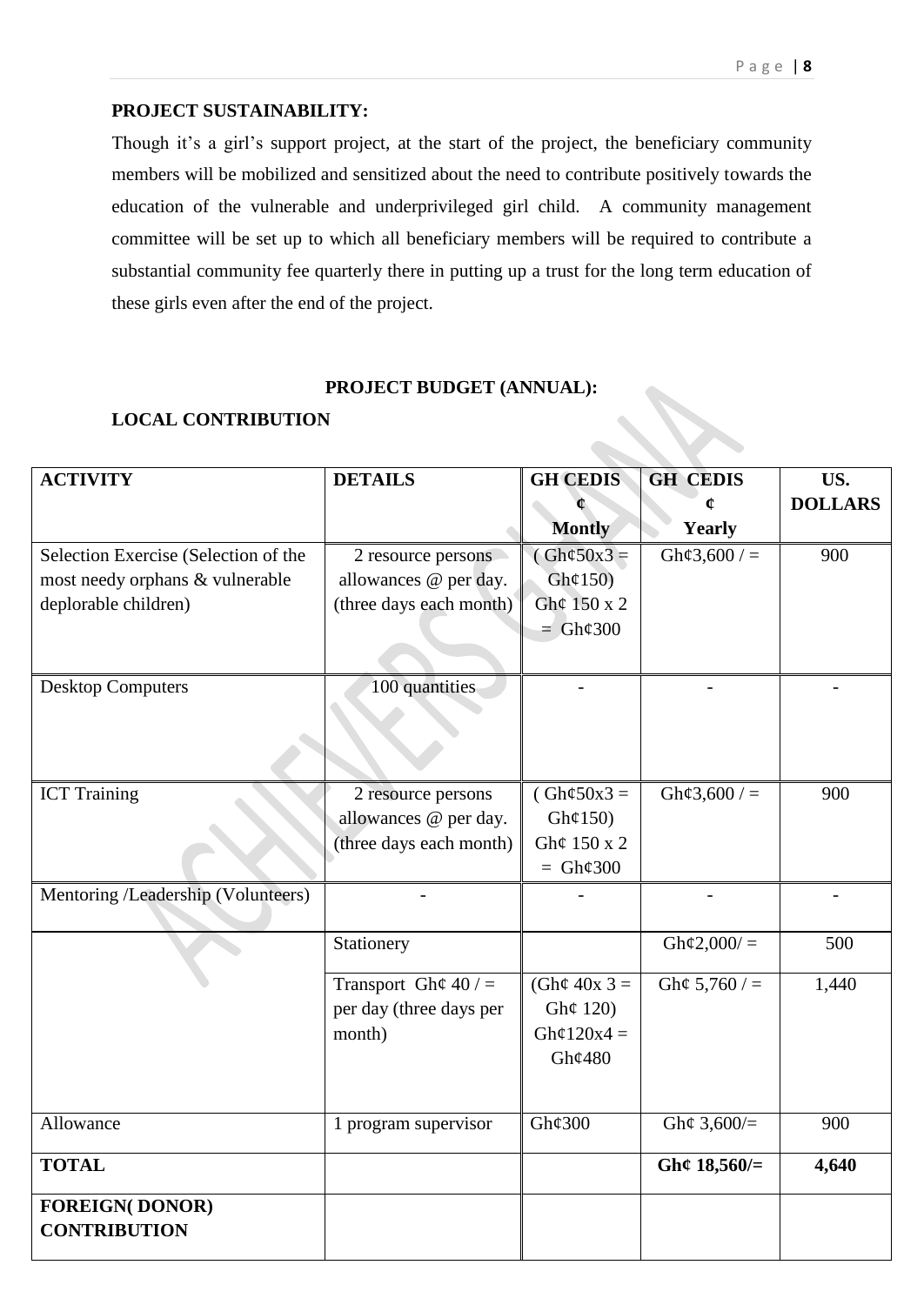**PROJECT SUSTAINABILITY:**

Though it's a girl's support project, at the start of the project, the beneficiary community members will be mobilized and sensitized about the need to contribute positively towards the education of the vulnerable and underprivileged girl child. A community management committee will be set up to which all beneficiary members will be required to contribute a substantial community fee quarterly there in putting up a trust for the long term education of these girls even after the end of the project.

**PROJECT BUDGET (ANNUAL):**

**LOCAL CONTRIBUTION**

| ACTIVITY | DETAILS | GH CEDIS ¢ Montly | GH CEDIS ¢ Yearly | US. DOLLARS |
|---|---|---|---|---|
| Selection Exercise (Selection of the most needy orphans & vulnerable deplorable children) | 2 resource persons allowances @ per day. (three days each month) | ( Gh¢50x3 = Gh¢150) Gh¢ 150 x 2 = Gh¢300 | Gh¢3,600 / = | 900 |
| Desktop Computers | 100 quantities | - | - | - |
| ICT Training | 2 resource persons allowances @ per day. (three days each month) | ( Gh¢50x3 = Gh¢150) Gh¢ 150 x 2 = Gh¢300 | Gh¢3,600 / = | 900 |
| Mentoring /Leadership (Volunteers) | - | - | - | - |
| | Stationery | | Gh¢2,000/ = | 500 |
| | Transport Gh¢ 40 / = per day (three days per month) | (Gh¢ 40x 3 = Gh¢ 120) Gh¢120x4 = Gh¢480 | Gh¢ 5,760 / = | 1,440 |
| Allowance | 1 program supervisor | Gh¢300 | Gh¢ 3,600/= | 900 |
| **TOTAL** | | | **Gh¢ 18,560/=** | **4,640** |
| **FOREIGN( DONOR) CONTRIBUTION** | | | | |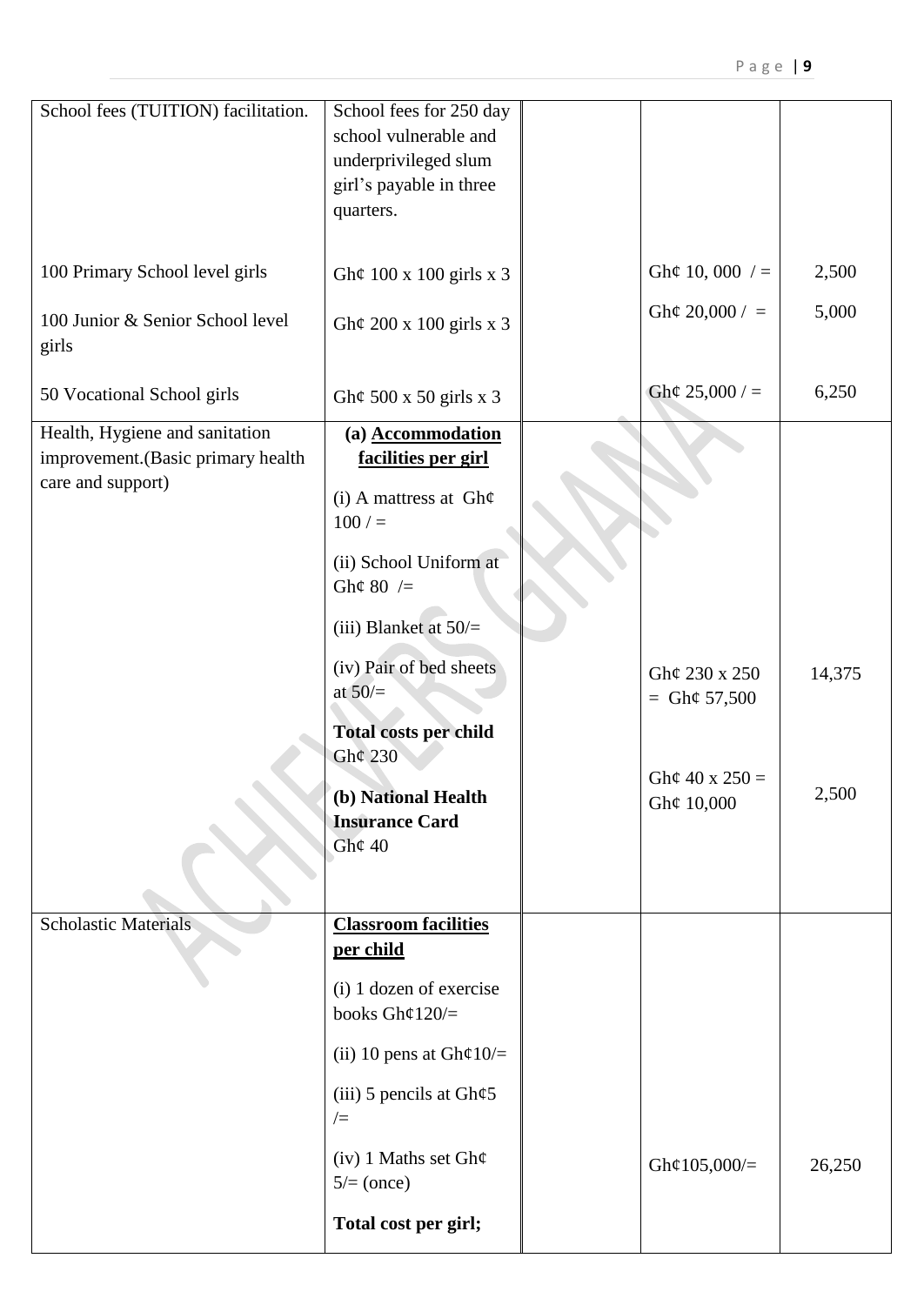| School fees (TUITION) facilitation. | School fees for 250 day school vulnerable and underprivileged slum girl's payable in three quarters. | | | |
|---|---|---|---|---|
| 100 Primary School level girls | Gh¢ 100 x 100 girls x 3 | | Gh¢ 10, 000 / = | 2,500 |
| 100 Junior & Senior School level girls | Gh¢ 200 x 100 girls x 3 | | Gh¢ 20,000 / = | 5,000 |
| 50 Vocational School girls | Gh¢ 500 x 50 girls x 3 | | Gh¢ 25,000 / = | 6,250 |
| Health, Hygiene and sanitation improvement.(Basic primary health care and support) | **(a) Accommodation facilities per girl**<br>(i) A mattress at Gh¢ 100 / =<br>(ii) School Uniform at Gh¢ 80 /=<br>(iii) Blanket at 50/=<br>(iv) Pair of bed sheets at 50/=<br>**Total costs per child** Gh¢ 230 | | Gh¢ 230 x 250 = Gh¢ 57,500 | 14,375 |
| | **(b) National Health Insurance Card** Gh¢ 40 | | Gh¢ 40 x 250 = Gh¢ 10,000 | 2,500 |
| Scholastic Materials | **Classroom facilities per child**<br>(i) 1 dozen of exercise books Gh¢120/=<br>(ii) 10 pens at Gh¢10/=<br>(iii) 5 pencils at Gh¢5 /=<br>(iv) 1 Maths set Gh¢ 5/= (once)<br>**Total cost per girl;** | | Gh¢105,000/= | 26,250 |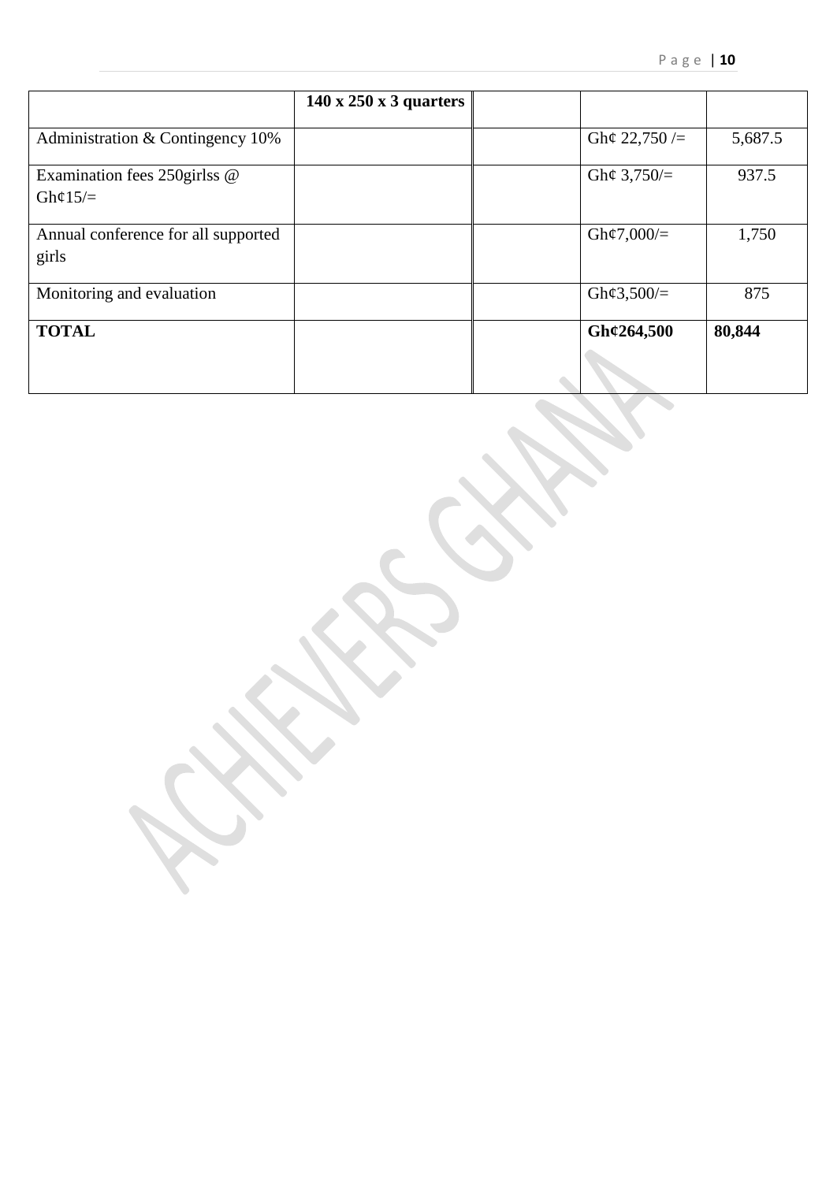| | | | | |
|---|---|---|---|---|
| | **140 x 250 x 3 quarters** | | | |
| Administration & Contingency 10% | | | Gh¢ 22,750 /= | 5,687.5 |
| Examination fees 250girlss @ Gh¢15/= | | | Gh¢ 3,750/= | 937.5 |
| Annual conference for all supported girls | | | Gh¢7,000/= | 1,750 |
| Monitoring and evaluation | | | Gh¢3,500/= | 875 |
| **TOTAL** | | | **Gh¢264,500** | **80,844** |